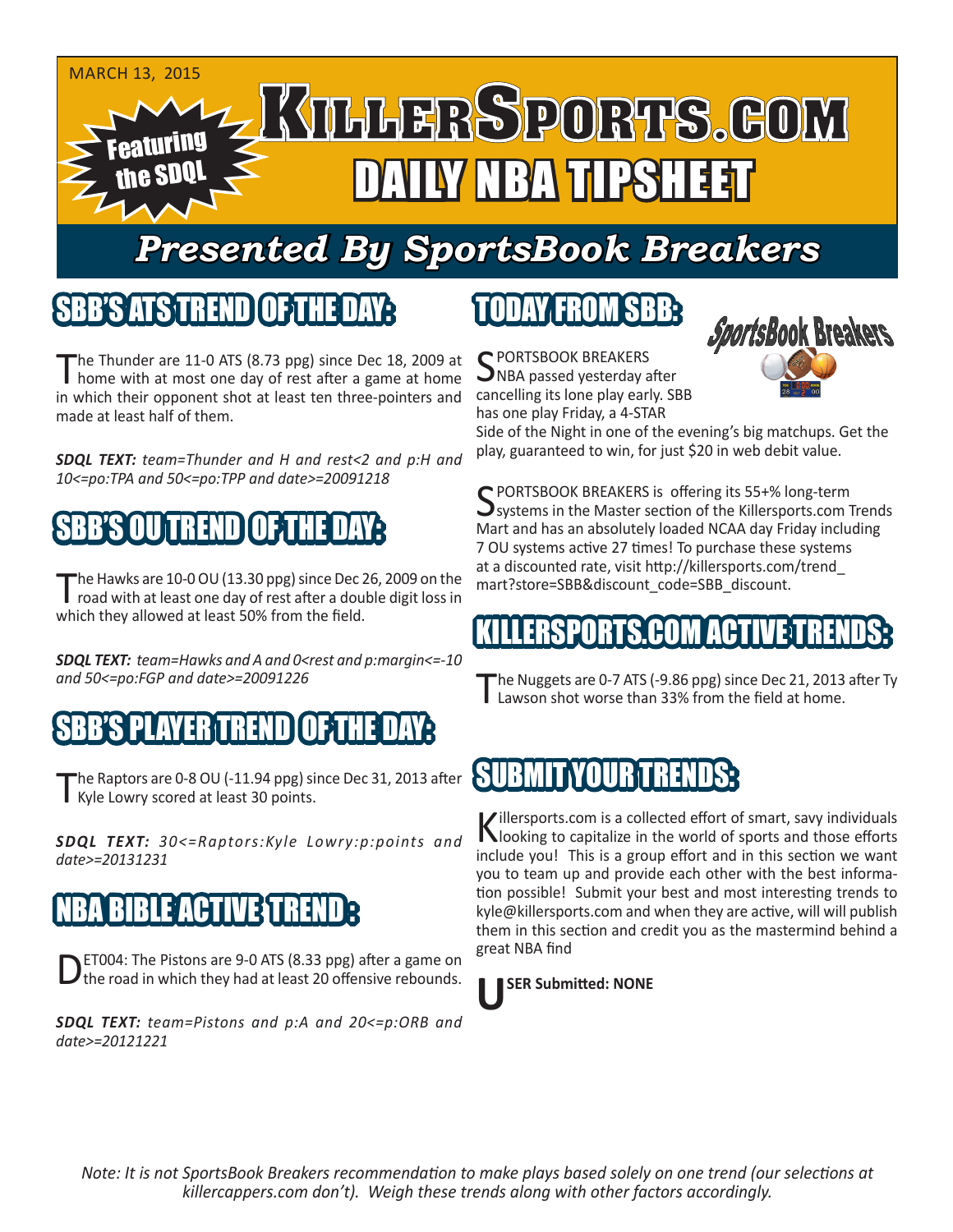MARCH 13, 2015

# KILLERSPORTS.COM DAILY NBA TIPSHEET

Featuring the SDQL

## Presented By SportsBook Breakers

## SBB'S ATS TREND OF THE DAY:

The Thunder are 11-0 ATS (8.73 ppg) since Dec 18, 2009 at home with at most one day of rest after a game at home in which their opponent shot at least ten three-pointers and made at least half of them.

***SDQL TEXT:*** *team=Thunder and H and rest<2 and p:H and 10<=po:TPA and 50<=po:TPP and date>=20091218*

## SBB'S OU TREND OF THE DAY:

The Hawks are 10-0 OU (13.30 ppg) since Dec 26, 2009 on the road with at least one day of rest after a double digit loss in which they allowed at least 50% from the field.

***SDQL TEXT:*** *team=Hawks and A and 0<rest and p:margin<=-10 and 50<=po:FGP and date>=20091226*

## SBB'S PLAYER TREND OF THE DAY:

The Raptors are 0-8 OU (-11.94 ppg) since Dec 31, 2013 after Kyle Lowry scored at least 30 points.

***SDQL TEXT:*** *30<=Raptors:Kyle Lowry:p:points and date>=20131231*

## NBA BIBLE ACTIVE TREND:

DET004: The Pistons are 9-0 ATS (8.33 ppg) after a game on the road in which they had at least 20 offensive rebounds.

***SDQL TEXT:*** *team=Pistons and p:A and 20<=p:ORB and date>=20121221*

## TODAY FROM SBB:

SPORTSBOOK BREAKERS NBA passed yesterday after cancelling its lone play early. SBB has one play Friday, a 4-STAR Side of the Night in one of the evening's big matchups. Get the play, guaranteed to win, for just $20 in web debit value.

SPORTSBOOK BREAKERS is offering its 55+% long-term systems in the Master section of the Killersports.com Trends Mart and has an absolutely loaded NCAA day Friday including 7 OU systems active 27 times! To purchase these systems at a discounted rate, visit http://killersports.com/trend_mart?store=SBB&discount_code=SBB_discount.

## KILLERSPORTS.COM ACTIVE TRENDS:

The Nuggets are 0-7 ATS (-9.86 ppg) since Dec 21, 2013 after Ty Lawson shot worse than 33% from the field at home.

## SUBMIT YOUR TRENDS:

Killersports.com is a collected effort of smart, savy individuals looking to capitalize in the world of sports and those efforts include you! This is a group effort and in this section we want you to team up and provide each other with the best information possible! Submit your best and most interesting trends to kyle@killersports.com and when they are active, will will publish them in this section and credit you as the mastermind behind a great NBA find

**USER Submitted: NONE**

*Note: It is not SportsBook Breakers recommendation to make plays based solely on one trend (our selections at killercappers.com don't). Weigh these trends along with other factors accordingly.*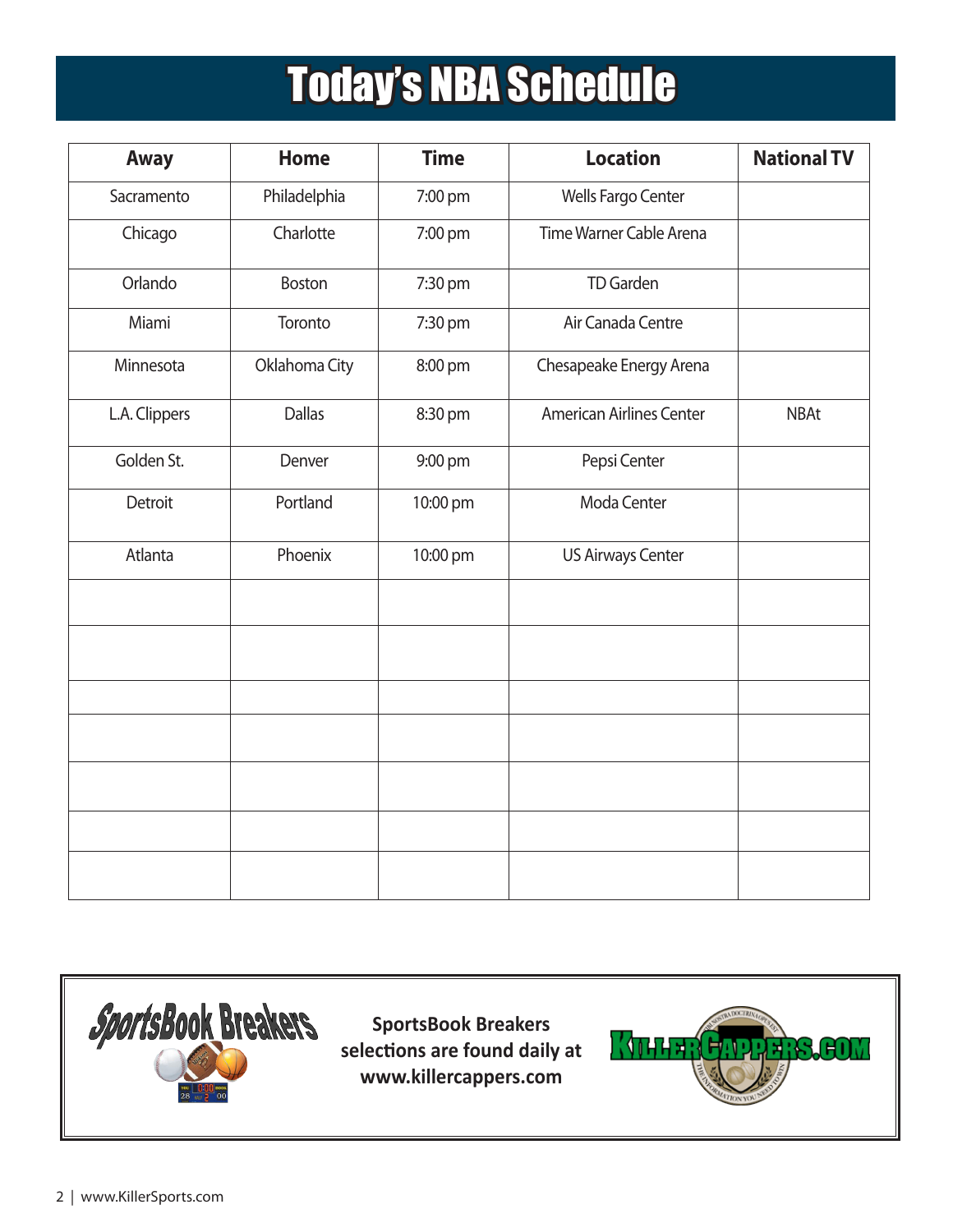# Today's NBA Schedule

| Away | Home | Time | Location | National TV |
|---|---|---|---|---|
| Sacramento | Philadelphia | 7:00 pm | Wells Fargo Center | |
| Chicago | Charlotte | 7:00 pm | Time Warner Cable Arena | |
| Orlando | Boston | 7:30 pm | TD Garden | |
| Miami | Toronto | 7:30 pm | Air Canada Centre | |
| Minnesota | Oklahoma City | 8:00 pm | Chesapeake Energy Arena | |
| L.A. Clippers | Dallas | 8:30 pm | American Airlines Center | NBAt |
| Golden St. | Denver | 9:00 pm | Pepsi Center | |
| Detroit | Portland | 10:00 pm | Moda Center | |
| Atlanta | Phoenix | 10:00 pm | US Airways Center | |
| | | | | |
| | | | | |
| | | | | |
| | | | | |
| | | | | |
| | | | | |
| | | | | |

SportsBook Breakers

**SportsBook Breakers selections are found daily at www.killercappers.com**

KILLERCAPPERS.COM